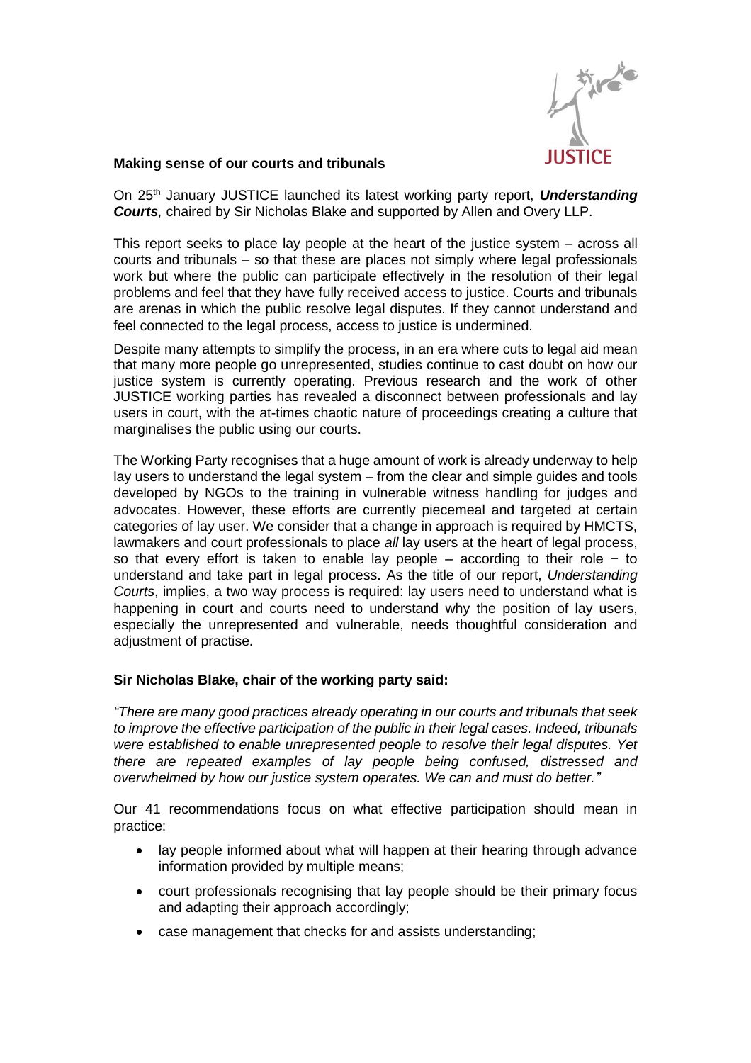**Making sense of our courts and tribunals**

On 25th January JUSTICE launched its latest working party report, ***Understanding Courts****,* chaired by Sir Nicholas Blake and supported by Allen and Overy LLP.

This report seeks to place lay people at the heart of the justice system – across all courts and tribunals – so that these are places not simply where legal professionals work but where the public can participate effectively in the resolution of their legal problems and feel that they have fully received access to justice. Courts and tribunals are arenas in which the public resolve legal disputes. If they cannot understand and feel connected to the legal process, access to justice is undermined.

Despite many attempts to simplify the process, in an era where cuts to legal aid mean that many more people go unrepresented, studies continue to cast doubt on how our justice system is currently operating. Previous research and the work of other JUSTICE working parties has revealed a disconnect between professionals and lay users in court, with the at-times chaotic nature of proceedings creating a culture that marginalises the public using our courts.

The Working Party recognises that a huge amount of work is already underway to help lay users to understand the legal system – from the clear and simple guides and tools developed by NGOs to the training in vulnerable witness handling for judges and advocates. However, these efforts are currently piecemeal and targeted at certain categories of lay user. We consider that a change in approach is required by HMCTS, lawmakers and court professionals to place *all* lay users at the heart of legal process, so that every effort is taken to enable lay people – according to their role − to understand and take part in legal process. As the title of our report, *Understanding Courts*, implies, a two way process is required: lay users need to understand what is happening in court and courts need to understand why the position of lay users, especially the unrepresented and vulnerable, needs thoughtful consideration and adjustment of practise.

**Sir Nicholas Blake, chair of the working party said:**

*"There are many good practices already operating in our courts and tribunals that seek to improve the effective participation of the public in their legal cases. Indeed, tribunals were established to enable unrepresented people to resolve their legal disputes. Yet there are repeated examples of lay people being confused, distressed and overwhelmed by how our justice system operates. We can and must do better."*

Our 41 recommendations focus on what effective participation should mean in practice:

- lay people informed about what will happen at their hearing through advance information provided by multiple means;
- court professionals recognising that lay people should be their primary focus and adapting their approach accordingly;
- case management that checks for and assists understanding;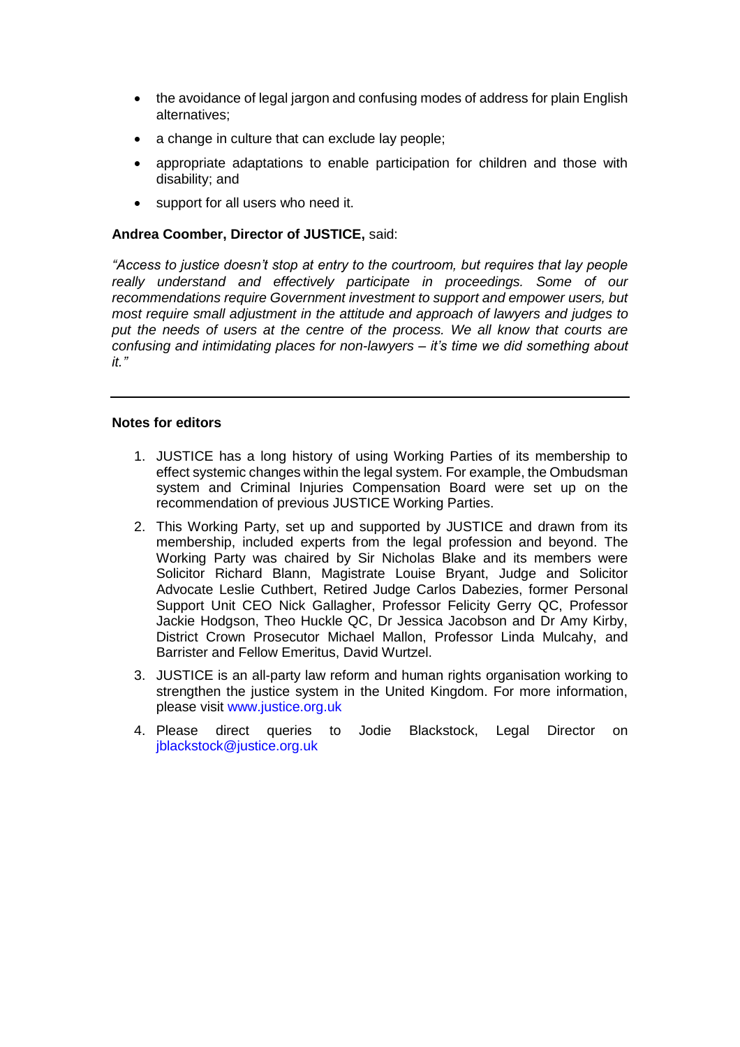- the avoidance of legal jargon and confusing modes of address for plain English alternatives;
- a change in culture that can exclude lay people;
- appropriate adaptations to enable participation for children and those with disability; and
- support for all users who need it.

**Andrea Coomber, Director of JUSTICE,** said:

*"Access to justice doesn't stop at entry to the courtroom, but requires that lay people really understand and effectively participate in proceedings. Some of our recommendations require Government investment to support and empower users, but most require small adjustment in the attitude and approach of lawyers and judges to put the needs of users at the centre of the process. We all know that courts are confusing and intimidating places for non-lawyers – it's time we did something about it."*

---

**Notes for editors**

1. JUSTICE has a long history of using Working Parties of its membership to effect systemic changes within the legal system. For example, the Ombudsman system and Criminal Injuries Compensation Board were set up on the recommendation of previous JUSTICE Working Parties.
2. This Working Party, set up and supported by JUSTICE and drawn from its membership, included experts from the legal profession and beyond. The Working Party was chaired by Sir Nicholas Blake and its members were Solicitor Richard Blann, Magistrate Louise Bryant, Judge and Solicitor Advocate Leslie Cuthbert, Retired Judge Carlos Dabezies, former Personal Support Unit CEO Nick Gallagher, Professor Felicity Gerry QC, Professor Jackie Hodgson, Theo Huckle QC, Dr Jessica Jacobson and Dr Amy Kirby, District Crown Prosecutor Michael Mallon, Professor Linda Mulcahy, and Barrister and Fellow Emeritus, David Wurtzel.
3. JUSTICE is an all-party law reform and human rights organisation working to strengthen the justice system in the United Kingdom. For more information, please visit www.justice.org.uk
4. Please direct queries to Jodie Blackstock, Legal Director on jblackstock@justice.org.uk